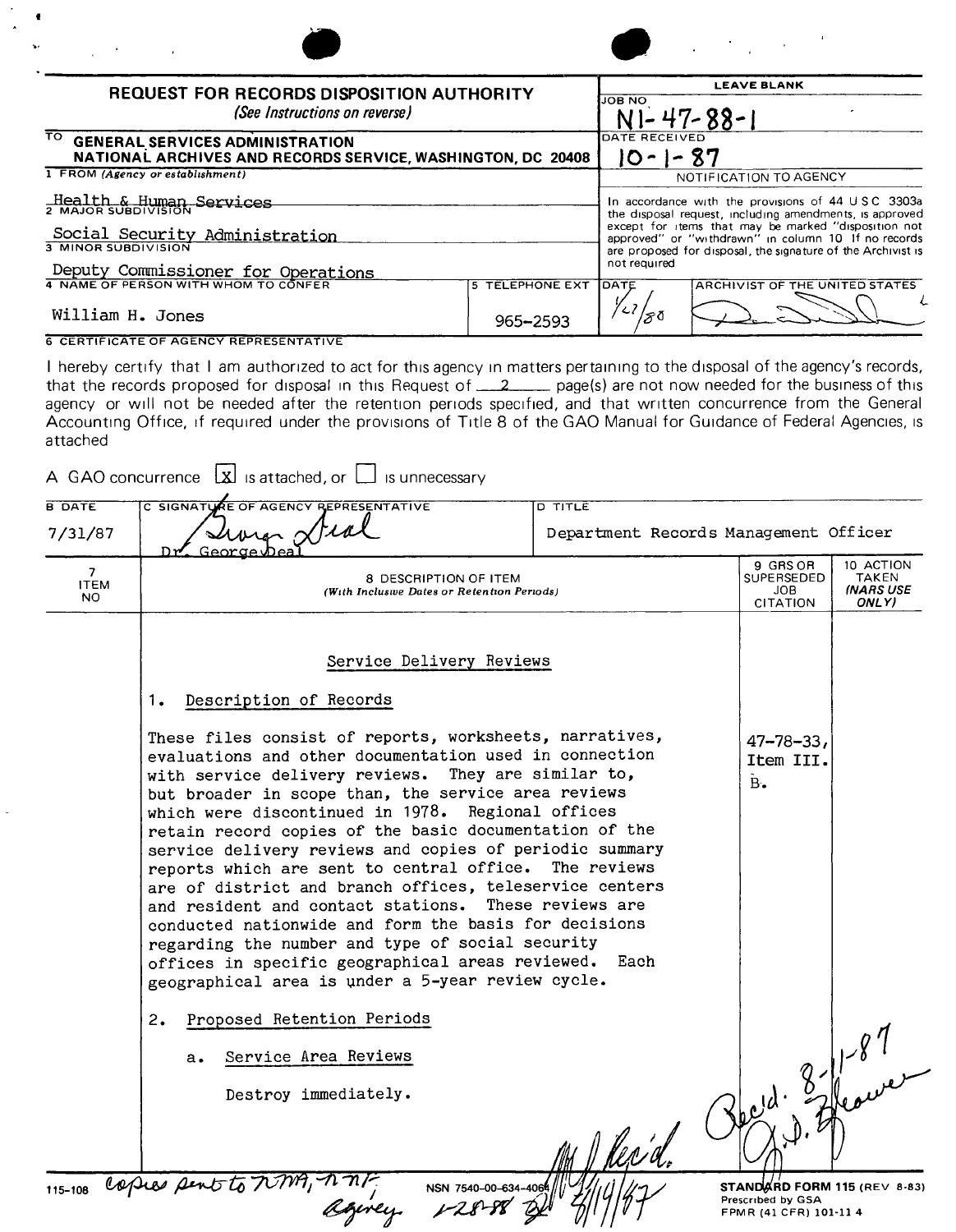# REQUEST FOR RECORDS DISPOSITION AUTHORITY

*(See Instructions on reverse)*

| | LEAVE BLANK |
|---|---|
| TO GENERAL SERVICES ADMINISTRATION NATIONAL ARCHIVES AND RECORDS SERVICE, WASHINGTON, DC 20408 | JOB NO N1-47-88-1 |
| 1 FROM (Agency or establishment) Health & Human Services | DATE RECEIVED 10-1-87 |
| 2 MAJOR SUBDIVISION Social Security Administration | NOTIFICATION TO AGENCY |
| 3 MINOR SUBDIVISION Deputy Commissioner for Operations | In accordance with the provisions of 44 U S C 3303a the disposal request, including amendments, is approved except for items that may be marked "disposition not approved" or "withdrawn" in column 10 If no records are proposed for disposal, the signature of the Archivist is not required |
| 4 NAME OF PERSON WITH WHOM TO CONFER: William H. Jones — 5 TELEPHONE EXT: 965-2593 | DATE: 1/27/88 — ARCHIVIST OF THE UNITED STATES: [signature] |

**6 CERTIFICATE OF AGENCY REPRESENTATIVE**

I hereby certify that I am authorized to act for this agency in matters pertaining to the disposal of the agency's records, that the records proposed for disposal in this Request of 2 page(s) are not now needed for the business of this agency or will not be needed after the retention periods specified, and that written concurrence from the General Accounting Office, if required under the provisions of Title 8 of the GAO Manual for Guidance of Federal Agencies, is attached

A GAO concurrence [X] is attached, or [ ] is unnecessary

| B DATE | C SIGNATURE OF AGENCY REPRESENTATIVE | D TITLE |
|---|---|---|
| 7/31/87 | Dr. George Deal | Department Records Management Officer |

| 7 ITEM NO | 8 DESCRIPTION OF ITEM (With Inclusive Dates or Retention Periods) | 9 GRS OR SUPERSEDED JOB CITATION | 10 ACTION TAKEN (NARS USE ONLY) |
|---|---|---|---|
| | **Service Delivery Reviews** | | |
| | 1. Description of Records | | |
| | These files consist of reports, worksheets, narratives, evaluations and other documentation used in connection with service delivery reviews. They are similar to, but broader in scope than, the service area reviews which were discontinued in 1978. Regional offices retain record copies of the basic documentation of the service delivery reviews and copies of periodic summary reports which are sent to central office. The reviews are of district and branch offices, teleservice centers and resident and contact stations. These reviews are conducted nationwide and form the basis for decisions regarding the number and type of social security offices in specific geographical areas reviewed. Each geographical area is under a 5-year review cycle. | 47-78-33, Item III. B. | |
| | 2. Proposed Retention Periods | | |
| | a. Service Area Reviews | | |
| | Destroy immediately. | | |

Rec'd. 8-11-87 G.J. Weaver

Rec'd. 8/19/87

115-108 copies sent to NNM, NN, Agency 1-28-88

NSN 7540-00-634-4064

STANDARD FORM 115 (REV 8-83) Prescribed by GSA FPMR (41 CFR) 101-11 4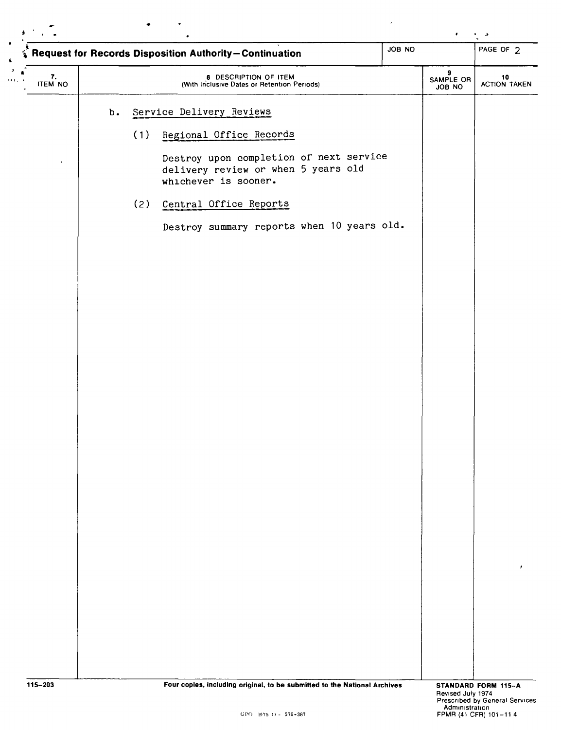## Request for Records Disposition Authority—Continuation

| JOB NO | PAGE OF 2 |
|---|---|
| | |

| 7. ITEM NO | 8 DESCRIPTION OF ITEM (With Inclusive Dates or Retention Periods) | 9 SAMPLE OR JOB NO | 10 ACTION TAKEN |
|---|---|---|---|
| | b. Service Delivery Reviews<br><br>(1) Regional Office Records<br><br>Destroy upon completion of next service delivery review or when 5 years old whichever is sooner.<br><br>(2) Central Office Reports<br><br>Destroy summary reports when 10 years old. | | |

115-203

Four copies, including original, to be submitted to the National Archives

STANDARD FORM 115-A
Revised July 1974
Prescribed by General Services Administration
FPMR (41 CFR) 101-11 4

GPO 1975 O - 579-387